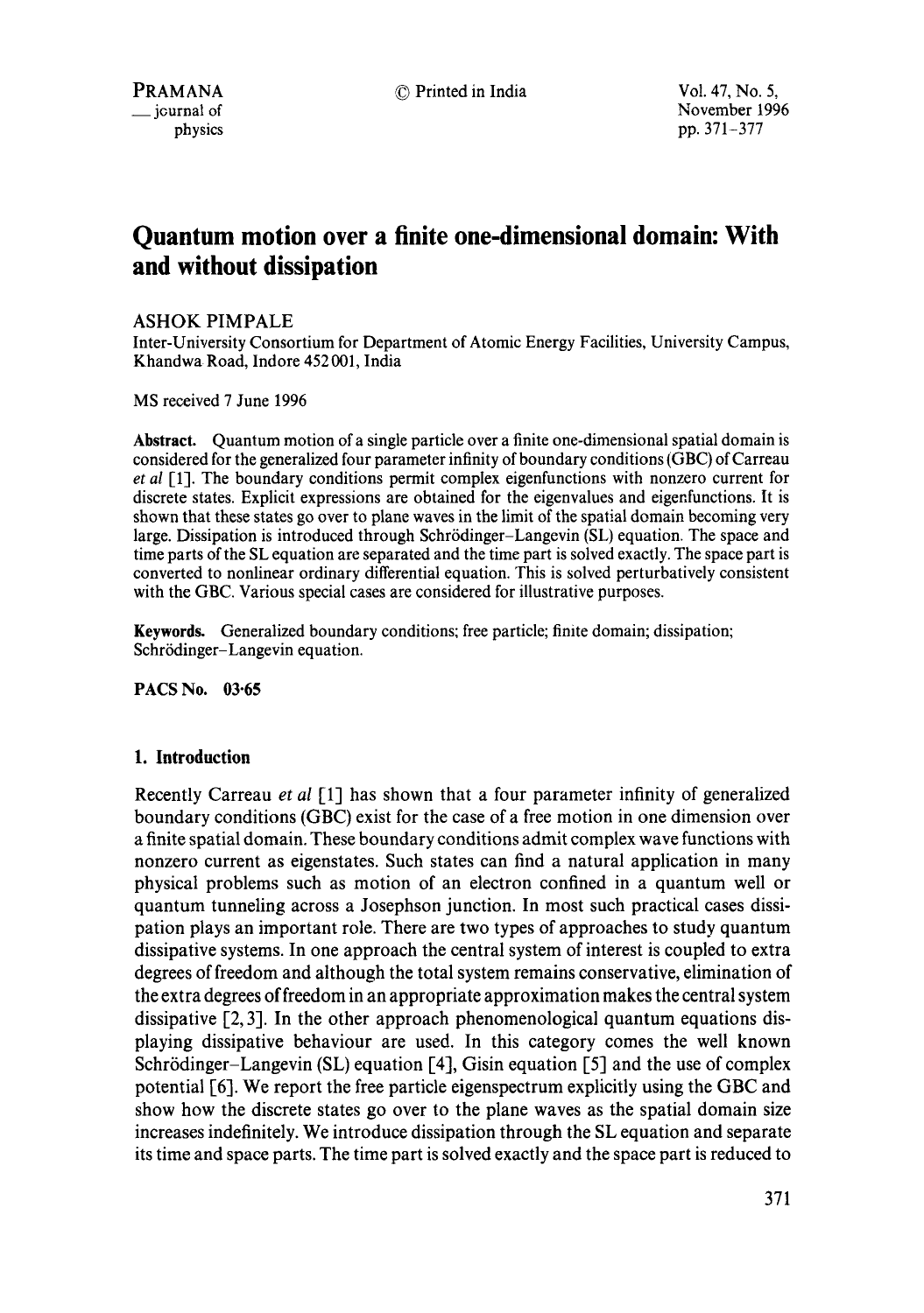# Quantum motion over a finite one-dimensional domain: With and without dissipation

ASHOK PIMPALE

Inter-University Consortium for Department of Atomic Energy Facilities, University Campus, Khandwa Road, Indore 452 001, India

MS received 7 June 1996

**Abstract.** Quantum motion of a single particle over a finite one-dimensional spatial domain is considered for the generalized four parameter infinity of boundary conditions (GBC) of Carreau *et al* [1]. The boundary conditions permit complex eigenfunctions with nonzero current for discrete states. Explicit expressions are obtained for the eigenvalues and eigenfunctions. It is shown that these states go over to plane waves in the limit of the spatial domain becoming very large. Dissipation is introduced through Schrödinger–Langevin (SL) equation. The space and time parts of the SL equation are separated and the time part is solved exactly. The space part is converted to nonlinear ordinary differential equation. This is solved perturbatively consistent with the GBC. Various special cases are considered for illustrative purposes.

**Keywords.** Generalized boundary conditions; free particle; finite domain; dissipation; Schrödinger–Langevin equation.

**PACS No. 03·65**

## 1. Introduction

Recently Carreau *et al* [1] has shown that a four parameter infinity of generalized boundary conditions (GBC) exist for the case of a free motion in one dimension over a finite spatial domain. These boundary conditions admit complex wave functions with nonzero current as eigenstates. Such states can find a natural application in many physical problems such as motion of an electron confined in a quantum well or quantum tunneling across a Josephson junction. In most such practical cases dissipation plays an important role. There are two types of approaches to study quantum dissipative systems. In one approach the central system of interest is coupled to extra degrees of freedom and although the total system remains conservative, elimination of the extra degrees of freedom in an appropriate approximation makes the central system dissipative [2, 3]. In the other approach phenomenological quantum equations displaying dissipative behaviour are used. In this category comes the well known Schrödinger–Langevin (SL) equation [4], Gisin equation [5] and the use of complex potential [6]. We report the free particle eigenspectrum explicitly using the GBC and show how the discrete states go over to the plane waves as the spatial domain size increases indefinitely. We introduce dissipation through the SL equation and separate its time and space parts. The time part is solved exactly and the space part is reduced to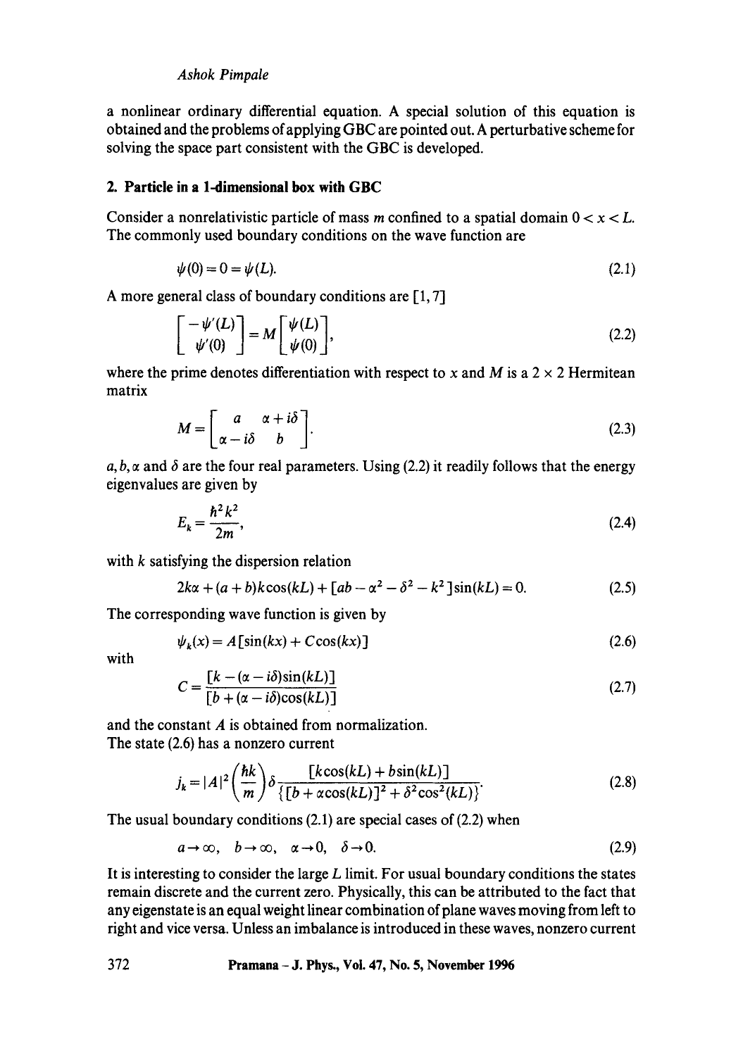a nonlinear ordinary differential equation. A special solution of this equation is obtained and the problems of applying GBC are pointed out. A perturbative scheme for solving the space part consistent with the GBC is developed.

## 2. Particle in a 1-dimensional box with GBC

Consider a nonrelativistic particle of mass $m$ confined to a spatial domain $0 < x < L$. The commonly used boundary conditions on the wave function are

$$\psi(0) = 0 = \psi(L). \tag{2.1}$$

A more general class of boundary conditions are [1, 7]

$$\begin{bmatrix} -\psi'(L) \\ \psi'(0) \end{bmatrix} = M \begin{bmatrix} \psi(L) \\ \psi(0) \end{bmatrix}, \tag{2.2}$$

where the prime denotes differentiation with respect to $x$ and $M$ is a $2 \times 2$ Hermitean matrix

$$M = \begin{bmatrix} a & \alpha + i\delta \\ \alpha - i\delta & b \end{bmatrix}. \tag{2.3}$$

$a, b, \alpha$ and $\delta$ are the four real parameters. Using (2.2) it readily follows that the energy eigenvalues are given by

$$E_k = \frac{\hbar^2 k^2}{2m}, \tag{2.4}$$

with $k$ satisfying the dispersion relation

$$2k\alpha + (a + b)k\cos(kL) + [ab - \alpha^2 - \delta^2 - k^2]\sin(kL) = 0. \tag{2.5}$$

The corresponding wave function is given by

$$\psi_k(x) = A[\sin(kx) + C\cos(kx)] \tag{2.6}$$

with

$$C = \frac{[k - (\alpha - i\delta)\sin(kL)]}{[b + (\alpha - i\delta)\cos(kL)]} \tag{2.7}$$

and the constant $A$ is obtained from normalization.
The state (2.6) has a nonzero current

$$j_k = |A|^2 \left(\frac{\hbar k}{m}\right) \delta \frac{[k\cos(kL) + b\sin(kL)]}{\{[b + \alpha\cos(kL)]^2 + \delta^2\cos^2(kL)\}}. \tag{2.8}$$

The usual boundary conditions (2.1) are special cases of (2.2) when

$$a \to \infty, \quad b \to \infty, \quad \alpha \to 0, \quad \delta \to 0. \tag{2.9}$$

It is interesting to consider the large $L$ limit. For usual boundary conditions the states remain discrete and the current zero. Physically, this can be attributed to the fact that any eigenstate is an equal weight linear combination of plane waves moving from left to right and vice versa. Unless an imbalance is introduced in these waves, nonzero current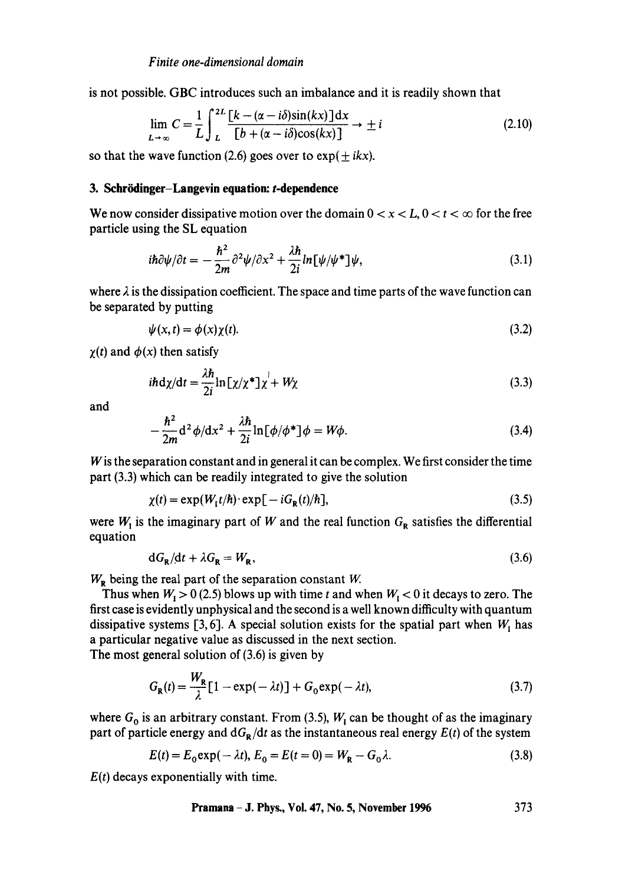is not possible. GBC introduces such an imbalance and it is readily shown that

$$\lim_{L\to\infty} C = \frac{1}{L}\int_{L}^{2L} \frac{[k-(\alpha - i\delta)\sin(kx)]\mathrm{d}x}{[b+(\alpha - i\delta)\cos(kx)]} \to \pm i \tag{2.10}$$

so that the wave function (2.6) goes over to $\exp(\pm ikx)$.

## 3. Schrödinger–Langevin equation: *t*-dependence

We now consider dissipative motion over the domain $0 < x < L$, $0 < t < \infty$ for the free particle using the SL equation

$$i\hbar\partial\psi/\partial t = -\frac{\hbar^2}{2m}\partial^2\psi/\partial x^2 + \frac{\lambda\hbar}{2i}\ln[\psi/\psi^*]\psi, \tag{3.1}$$

where $\lambda$ is the dissipation coefficient. The space and time parts of the wave function can be separated by putting

$$\psi(x,t) = \phi(x)\chi(t). \tag{3.2}$$

$\chi(t)$ and $\phi(x)$ then satisfy

$$i\hbar\mathrm{d}\chi/\mathrm{d}t = \frac{\lambda\hbar}{2i}\ln[\chi/\chi^*]\chi + W\chi \tag{3.3}$$

and

$$-\frac{\hbar^2}{2m}\mathrm{d}^2\phi/\mathrm{d}x^2 + \frac{\lambda\hbar}{2i}\ln[\phi/\phi^*]\phi = W\phi. \tag{3.4}$$

$W$ is the separation constant and in general it can be complex. We first consider the time part (3.3) which can be readily integrated to give the solution

$$\chi(t) = \exp(W_\mathrm{I} t/\hbar)\cdot\exp[-iG_\mathrm{R}(t)/\hbar], \tag{3.5}$$

were $W_\mathrm{I}$ is the imaginary part of $W$ and the real function $G_\mathrm{R}$ satisfies the differential equation

$$\mathrm{d}G_\mathrm{R}/\mathrm{d}t + \lambda G_\mathrm{R} = W_\mathrm{R}, \tag{3.6}$$

$W_\mathrm{R}$ being the real part of the separation constant $W$.

Thus when $W_\mathrm{I} > 0$ (2.5) blows up with time $t$ and when $W_\mathrm{I} < 0$ it decays to zero. The first case is evidently unphysical and the second is a well known difficulty with quantum dissipative systems [3, 6]. A special solution exists for the spatial part when $W_\mathrm{I}$ has a particular negative value as discussed in the next section.

The most general solution of (3.6) is given by

$$G_\mathrm{R}(t) = \frac{W_\mathrm{R}}{\lambda}[1-\exp(-\lambda t)] + G_0\exp(-\lambda t), \tag{3.7}$$

where $G_0$ is an arbitrary constant. From (3.5), $W_\mathrm{I}$ can be thought of as the imaginary part of particle energy and $\mathrm{d}G_\mathrm{R}/\mathrm{d}t$ as the instantaneous real energy $E(t)$ of the system

$$E(t) = E_0\exp(-\lambda t),\ E_0 = E(t=0) = W_\mathrm{R} - G_0\lambda. \tag{3.8}$$

$E(t)$ decays exponentially with time.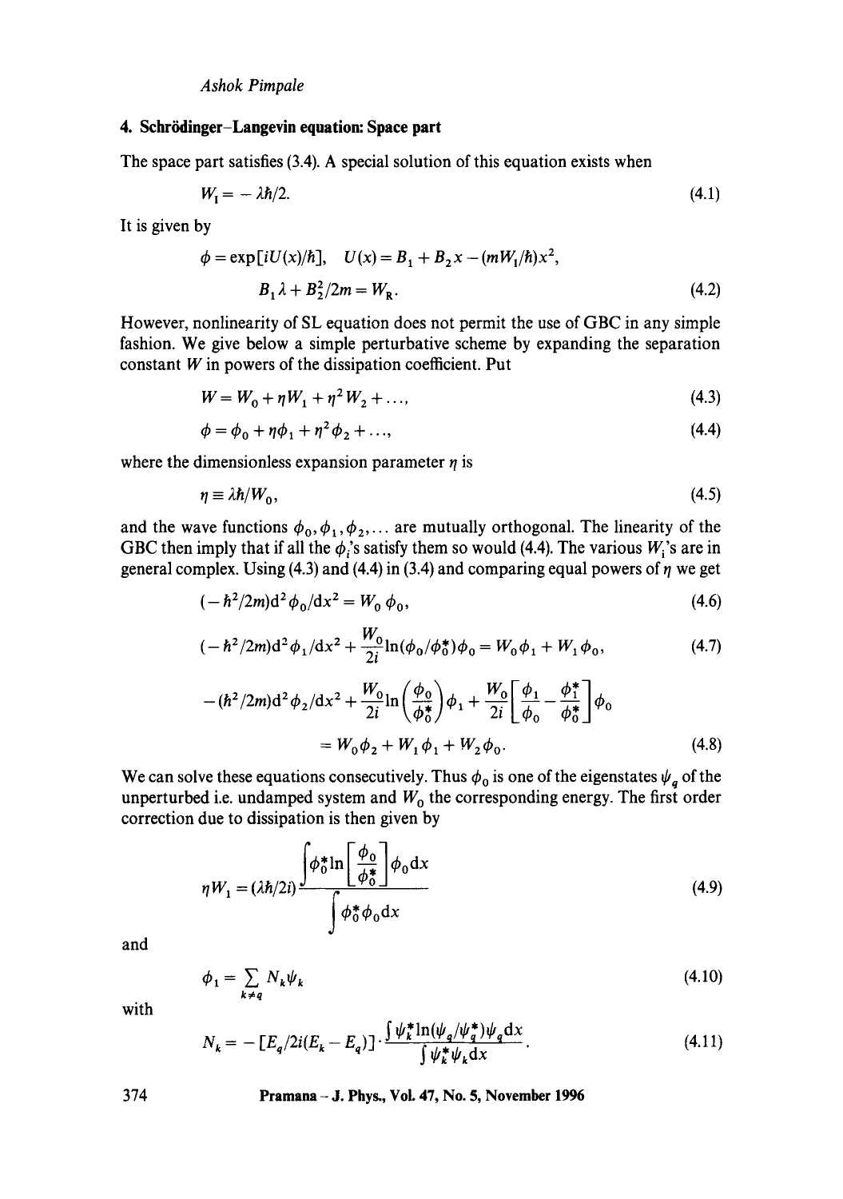## 4. Schrödinger–Langevin equation: Space part

The space part satisfies (3.4). A special solution of this equation exists when

$$W_{\mathrm{I}} = -\lambda\hbar/2. \tag{4.1}$$

It is given by

$$\phi = \exp[iU(x)/\hbar], \quad U(x) = B_1 + B_2 x - (mW_{\mathrm{I}}/\hbar)x^2,$$
$$B_1\lambda + B_2^2/2m = W_{\mathrm{R}}. \tag{4.2}$$

However, nonlinearity of SL equation does not permit the use of GBC in any simple fashion. We give below a simple perturbative scheme by expanding the separation constant $W$ in powers of the dissipation coefficient. Put

$$W = W_0 + \eta W_1 + \eta^2 W_2 + \ldots, \tag{4.3}$$

$$\phi = \phi_0 + \eta\phi_1 + \eta^2\phi_2 + \ldots, \tag{4.4}$$

where the dimensionless expansion parameter $\eta$ is

$$\eta \equiv \lambda\hbar/W_0, \tag{4.5}$$

and the wave functions $\phi_0, \phi_1, \phi_2, \ldots$ are mutually orthogonal. The linearity of the GBC then imply that if all the $\phi_i$'s satisfy them so would (4.4). The various $W_i$'s are in general complex. Using (4.3) and (4.4) in (3.4) and comparing equal powers of $\eta$ we get

$$(-\hbar^2/2m)\mathrm{d}^2\phi_0/\mathrm{d}x^2 = W_0\,\phi_0, \tag{4.6}$$

$$(-\hbar^2/2m)\mathrm{d}^2\phi_1/\mathrm{d}x^2 + \frac{W_0}{2i}\ln(\phi_0/\phi_0^*)\phi_0 = W_0\phi_1 + W_1\phi_0, \tag{4.7}$$

$$-(\hbar^2/2m)\mathrm{d}^2\phi_2/\mathrm{d}x^2 + \frac{W_0}{2i}\ln\left(\frac{\phi_0}{\phi_0^*}\right)\phi_1 + \frac{W_0}{2i}\left[\frac{\phi_1}{\phi_0} - \frac{\phi_1^*}{\phi_0^*}\right]\phi_0$$
$$= W_0\phi_2 + W_1\phi_1 + W_2\phi_0. \tag{4.8}$$

We can solve these equations consecutively. Thus $\phi_0$ is one of the eigenstates $\psi_q$ of the unperturbed i.e. undamped system and $W_0$ the corresponding energy. The first order correction due to dissipation is then given by

$$\eta W_1 = (\lambda\hbar/2i)\frac{\displaystyle\int \phi_0^*\ln\left[\frac{\phi_0}{\phi_0^*}\right]\phi_0\mathrm{d}x}{\displaystyle\int \phi_0^*\phi_0\mathrm{d}x} \tag{4.9}$$

and

$$\phi_1 = \sum_{k\neq q} N_k\psi_k \tag{4.10}$$

with

$$N_k = -[E_q/2i(E_k - E_q)]\cdot\frac{\int \psi_k^*\ln(\psi_q/\psi_q^*)\psi_q\mathrm{d}x}{\int \psi_k^*\psi_k\mathrm{d}x}. \tag{4.11}$$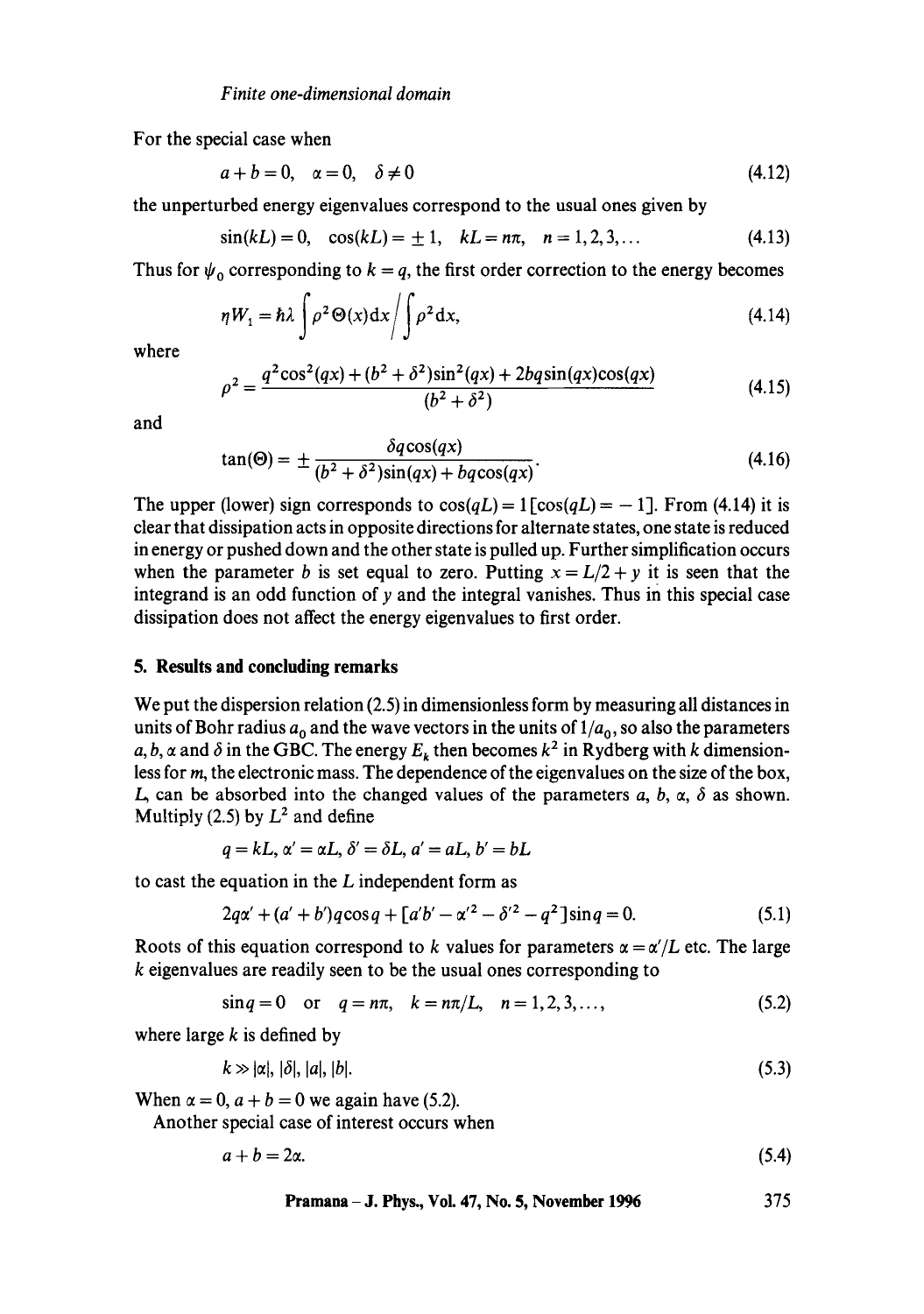For the special case when

$$a + b = 0, \quad \alpha = 0, \quad \delta \neq 0 \tag{4.12}$$

the unperturbed energy eigenvalues correspond to the usual ones given by

$$\sin(kL) = 0, \quad \cos(kL) = \pm 1, \quad kL = n\pi, \quad n = 1, 2, 3, \ldots \tag{4.13}$$

Thus for $\psi_0$ corresponding to $k = q$, the first order correction to the energy becomes

$$\eta W_1 = \hbar\lambda \int \rho^2 \Theta(x) \mathrm{d}x \Big/ \int \rho^2 \mathrm{d}x, \tag{4.14}$$

where

$$\rho^2 = \frac{q^2\cos^2(qx) + (b^2 + \delta^2)\sin^2(qx) + 2bq\sin(qx)\cos(qx)}{(b^2 + \delta^2)} \tag{4.15}$$

and

$$\tan(\Theta) = \pm \frac{\delta q \cos(qx)}{(b^2 + \delta^2)\sin(qx) + bq\cos(qx)}. \tag{4.16}$$

The upper (lower) sign corresponds to $\cos(qL) = 1\,[\cos(qL) = -1]$. From (4.14) it is clear that dissipation acts in opposite directions for alternate states, one state is reduced in energy or pushed down and the other state is pulled up. Further simplification occurs when the parameter $b$ is set equal to zero. Putting $x = L/2 + y$ it is seen that the integrand is an odd function of $y$ and the integral vanishes. Thus in this special case dissipation does not affect the energy eigenvalues to first order.

## 5. Results and concluding remarks

We put the dispersion relation (2.5) in dimensionless form by measuring all distances in units of Bohr radius $a_0$ and the wave vectors in the units of $1/a_0$, so also the parameters $a, b, \alpha$ and $\delta$ in the GBC. The energy $E_k$ then becomes $k^2$ in Rydberg with $k$ dimensionless for $m$, the electronic mass. The dependence of the eigenvalues on the size of the box, $L$, can be absorbed into the changed values of the parameters $a$, $b$, $\alpha$, $\delta$ as shown. Multiply (2.5) by $L^2$ and define

$$q = kL, \; \alpha' = \alpha L, \; \delta' = \delta L, \; a' = aL, \; b' = bL$$

to cast the equation in the $L$ independent form as

$$2q\alpha' + (a' + b')q\cos q + [a'b' - \alpha'^2 - \delta'^2 - q^2]\sin q = 0. \tag{5.1}$$

Roots of this equation correspond to $k$ values for parameters $\alpha = \alpha'/L$ etc. The large $k$ eigenvalues are readily seen to be the usual ones corresponding to

$$\sin q = 0 \quad \text{or} \quad q = n\pi, \quad k = n\pi/L, \quad n = 1, 2, 3, \ldots, \tag{5.2}$$

where large $k$ is defined by

$$k \gg |\alpha|, |\delta|, |a|, |b|. \tag{5.3}$$

When $\alpha = 0$, $a + b = 0$ we again have (5.2).

Another special case of interest occurs when

$$a + b = 2\alpha. \tag{5.4}$$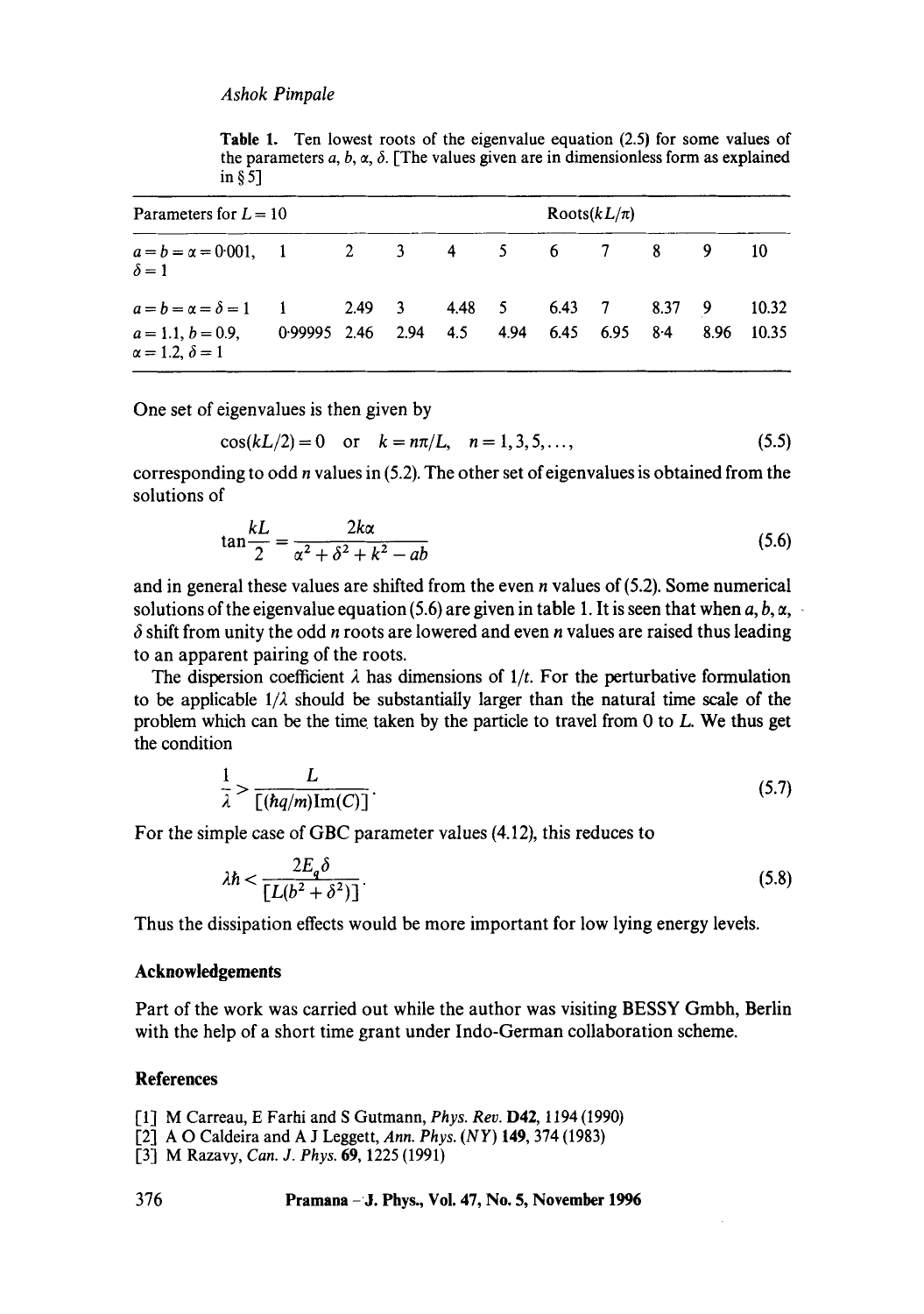**Table 1.** Ten lowest roots of the eigenvalue equation (2.5) for some values of the parameters $a$, $b$, $\alpha$, $\delta$. [The values given are in dimensionless form as explained in § 5]

| Parameters for $L = 10$ | Roots($kL/\pi$) | | | | | | | | | |
|---|---|---|---|---|---|---|---|---|---|---|
| $a = b = \alpha = 0{\cdot}001$, $\delta = 1$ | 1 | 2 | 3 | 4 | 5 | 6 | 7 | 8 | 9 | 10 |
| $a = b = \alpha = \delta = 1$ | 1 | 2.49 | 3 | 4.48 | 5 | 6.43 | 7 | 8.37 | 9 | 10.32 |
| $a = 1.1$, $b = 0.9$, $\alpha = 1.2$, $\delta = 1$ | 0·99995 | 2.46 | 2.94 | 4.5 | 4.94 | 6.45 | 6.95 | 8·4 | 8.96 | 10.35 |

One set of eigenvalues is then given by

$$\cos(kL/2) = 0 \quad \text{or} \quad k = n\pi/L, \quad n = 1, 3, 5, \ldots, \tag{5.5}$$

corresponding to odd $n$ values in (5.2). The other set of eigenvalues is obtained from the solutions of

$$\tan\frac{kL}{2} = \frac{2k\alpha}{\alpha^2 + \delta^2 + k^2 - ab} \tag{5.6}$$

and in general these values are shifted from the even $n$ values of (5.2). Some numerical solutions of the eigenvalue equation (5.6) are given in table 1. It is seen that when $a$, $b$, $\alpha$, $\delta$ shift from unity the odd $n$ roots are lowered and even $n$ values are raised thus leading to an apparent pairing of the roots.

The dispersion coefficient $\lambda$ has dimensions of $1/t$. For the perturbative formulation to be applicable $1/\lambda$ should be substantially larger than the natural time scale of the problem which can be the time taken by the particle to travel from 0 to $L$. We thus get the condition

$$\frac{1}{\lambda} > \frac{L}{[(\hbar q/m)\mathrm{Im}(C)]}. \tag{5.7}$$

For the simple case of GBC parameter values (4.12), this reduces to

$$\lambda\hbar < \frac{2E_q\delta}{[L(b^2 + \delta^2)]}. \tag{5.8}$$

Thus the dissipation effects would be more important for low lying energy levels.

## Acknowledgements

Part of the work was carried out while the author was visiting BESSY Gmbh, Berlin with the help of a short time grant under Indo-German collaboration scheme.

## References

[1] M Carreau, E Farhi and S Gutmann, *Phys. Rev.* **D42**, 1194 (1990)

[2] A O Caldeira and A J Leggett, *Ann. Phys. (NY)* **149**, 374 (1983)

[3] M Razavy, *Can. J. Phys.* **69**, 1225 (1991)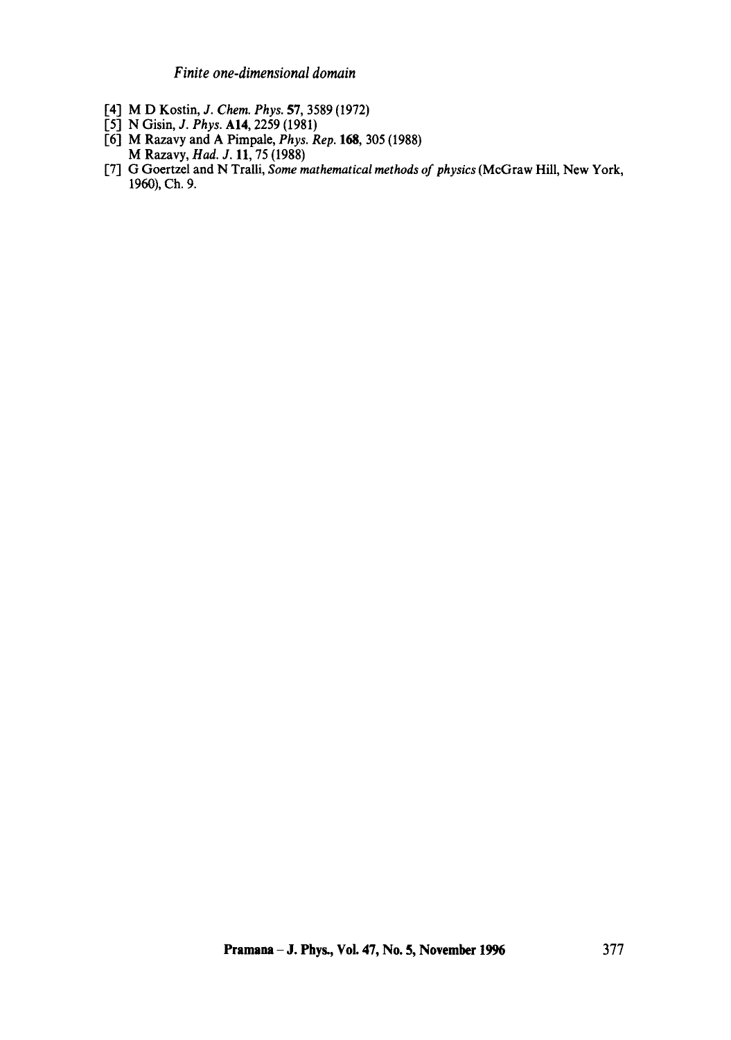[4] M D Kostin, *J. Chem. Phys.* **57**, 3589 (1972)

[5] N Gisin, *J. Phys.* **A14**, 2259 (1981)

[6] M Razavy and A Pimpale, *Phys. Rep.* **168**, 305 (1988)
M Razavy, *Had. J.* **11**, 75 (1988)

[7] G Goertzel and N Tralli, *Some mathematical methods of physics* (McGraw Hill, New York, 1960), Ch. 9.